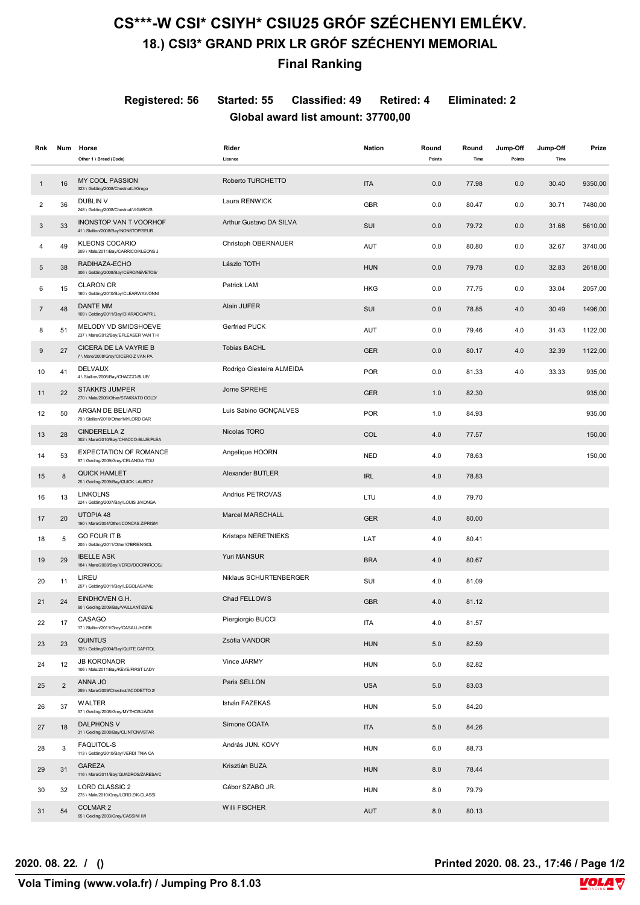# CS***-W CSI* CSIYH* CSIU25 GRÓF SZÉCHENYI EMLÉKV.

## 18.) CSI3* GRAND PRIX LR GRÓF SZÉCHENYI MEMORIAL

### Final Ranking

**Registered: 56 Started: 55 Classified: 49 Retired: 4 Eliminated: 2**

**Global award list amount: 37700,00**

| Rnk | Num | Horse<br>Other 1 \ Breed (Code) | Rider<br>Licence | Nation | Round Points | Round Time | Jump-Off Points | Jump-Off Time | Prize |
|---|---|---|---|---|---|---|---|---|---|
| 1 | 16 | MY COOL PASSION<br>323 \ Gelding/2008/Chestnut////Grego | Roberto TURCHETTO | ITA | 0.0 | 77.98 | 0.0 | 30.40 | 9350,00 |
| 2 | 36 | DUBLIN V<br>248 \ Gelding/2008/Chestnut/VIGARO/S | Laura RENWICK | GBR | 0.0 | 80.47 | 0.0 | 30.71 | 7480,00 |
| 3 | 33 | INONSTOP VAN T VOORHOF<br>41 \ Stallion/2008/Bay/NONSTOP/SEUR | Arthur Gustavo DA SILVA | SUI | 0.0 | 79.72 | 0.0 | 31.68 | 5610,00 |
| 4 | 49 | KLEONS COCARIO<br>209 \ Male/2011/Bay/CARRICO/KLEONS J | Christoph OBERNAUER | AUT | 0.0 | 80.80 | 0.0 | 32.67 | 3740,00 |
| 5 | 38 | RADIHAZA-ECHO<br>306 \ Gelding/2008/Bay/CERO/NEVETOS/ | Lászlo TOTH | HUN | 0.0 | 79.78 | 0.0 | 32.83 | 2618,00 |
| 6 | 15 | CLARON CR<br>160 \ Gelding/2010/Bay/CLEARWAY/ONNI | Patrick LAM | HKG | 0.0 | 77.75 | 0.0 | 33.04 | 2057,00 |
| 7 | 48 | DANTE MM<br>109 \ Gelding/2011/Bay/DIARADO/APRIL | Alain JUFER | SUI | 0.0 | 78.85 | 4.0 | 30.49 | 1496,00 |
| 8 | 51 | MELODY VD SMIDSHOEVE<br>237 \ Mare/2012/Bay/EPLEASER VAN T H | Gerfried PUCK | AUT | 0.0 | 79.46 | 4.0 | 31.43 | 1122,00 |
| 9 | 27 | CICERA DE LA VAYRIE B<br>7 \ Mare/2008/Grey/CICERO Z VAN PA | Tobias BACHL | GER | 0.0 | 80.17 | 4.0 | 32.39 | 1122,00 |
| 10 | 41 | DELVAUX<br>4 \ Stallion/2008/Bay/CHACCO-BLUE/ | Rodrigo Giesteira ALMEIDA | POR | 0.0 | 81.33 | 4.0 | 33.33 | 935,00 |
| 11 | 22 | STAKKI'S JUMPER<br>270 \ Male/2006/Other/STAKKATO GOLD/ | Jorne SPREHE | GER | 1.0 | 82.30 | | | 935,00 |
| 12 | 50 | ARGAN DE BELIARD<br>79 \ Stallion/2010/Other/MYLORD CAR | Luis Sabino GONÇALVES | POR | 1.0 | 84.93 | | | 935,00 |
| 13 | 28 | CINDERELLA Z<br>302 \ Mare/2010/Bay/CHACCO-BLUE/PLEA | Nicolas TORO | COL | 4.0 | 77.57 | | | 150,00 |
| 14 | 53 | EXPECTATION OF ROMANCE<br>97 \ Gelding/2009/Grey/CELANO/A TOU | Angelique HOORN | NED | 4.0 | 78.63 | | | 150,00 |
| 15 | 8 | QUICK HAMLET<br>25 \ Gelding/2009/Bay/QUICK LAURO Z | Alexander BUTLER | IRL | 4.0 | 78.83 | | | |
| 16 | 13 | LINKOLNS<br>224 \ Gelding/2007/Bay/LOUIS J/KONGA | Andrius PETROVAS | LTU | 4.0 | 79.70 | | | |
| 17 | 20 | UTOPIA 48<br>190 \ Mare/2004/Other/CONCAS Z/PRISM | Marcel MARSCHALL | GER | 4.0 | 80.00 | | | |
| 18 | 5 | GO FOUR IT B<br>205 \ Gelding/2011/Other/O'BRIEN/SOL | Kristaps NERETNIEKS | LAT | 4.0 | 80.41 | | | |
| 19 | 29 | IBELLE ASK<br>184 \ Mare/2008/Bay/VERDI/DOORNROOSJ | Yuri MANSUR | BRA | 4.0 | 80.67 | | | |
| 20 | 11 | LIREU<br>257 \ Gelding/2011/Bay/LEGOLAS///Mic | Niklaus SCHURTENBERGER | SUI | 4.0 | 81.09 | | | |
| 21 | 24 | EINDHOVEN G.H.<br>60 \ Gelding/2009/Bay/VAILLANT/ZEVE | Chad FELLOWS | GBR | 4.0 | 81.12 | | | |
| 22 | 17 | CASAGO<br>17 \ Stallion/2011/Grey/CASALL/HODR | Piergiorgio BUCCI | ITA | 4.0 | 81.57 | | | |
| 23 | 23 | QUINTUS<br>325 \ Gelding/2004/Bay/QUITE CAPITOL | Zsófia VANDOR | HUN | 5.0 | 82.59 | | | |
| 24 | 12 | JB KORONAOR<br>106 \ Male/2011/Bay/KEVE/FIRST LADY | Vince JARMY | HUN | 5.0 | 82.82 | | | |
| 25 | 2 | ANNA JO<br>259 \ Mare/2009/Chestnut/ACODETTO 2/ | Paris SELLON | USA | 5.0 | 83.03 | | | |
| 26 | 37 | WALTER<br>57 \ Gelding/2008/Grey/MYTHOS/JÁZMI | István FAZEKAS | HUN | 5.0 | 84.20 | | | |
| 27 | 18 | DALPHONS V<br>31 \ Gelding/2008/Bay/CLINTON/VSTAR | Simone COATA | ITA | 5.0 | 84.26 | | | |
| 28 | 3 | FAQUITOL-S<br>113 \ Gelding/2010/Bay/VERDI TN/A CA | András JUN. KOVY | HUN | 6.0 | 88.73 | | | |
| 29 | 31 | GAREZA<br>116 \ Mare/2011/Bay/QUADROS/ZARESA/C | Krisztián BUZA | HUN | 8.0 | 78.44 | | | |
| 30 | 32 | LORD CLASSIC 2<br>275 \ Male/2010/Grey/LORD Z/K-CLASSI | Gábor SZABO JR. | HUN | 8.0 | 79.79 | | | |
| 31 | 54 | COLMAR 2<br>65 \ Gelding/2003/Grey/CASSINI II/I | Willi FISCHER | AUT | 8.0 | 80.13 | | | |

2020. 08. 22. / ()

Printed 2020. 08. 23., 17:46

Vola Timing (www.vola.fr) / Jumping Pro 8.1.03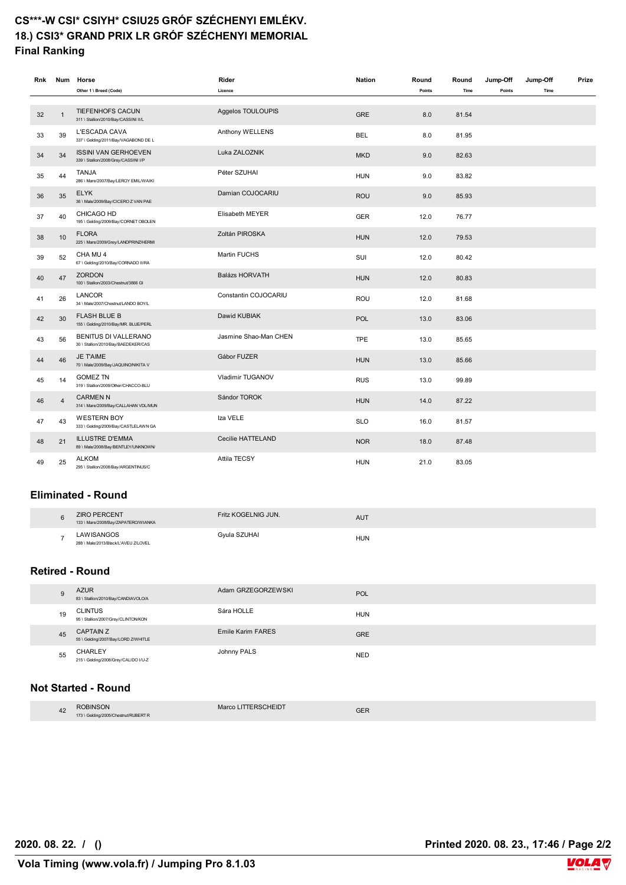# CS***-W CSI* CSIYH* CSIU25 GRÓF SZÉCHENYI EMLÉKV.

## 18.) CSI3* GRAND PRIX LR GRÓF SZÉCHENYI MEMORIAL

### Final Ranking

| Rnk | Num | Horse<br>Other 1 \ Breed (Code) | Rider<br>Licence | Nation | Round Points | Round Time | Jump-Off Points | Jump-Off Time | Prize |
|---|---|---|---|---|---|---|---|---|---|
| 32 | 1 | TIEFENHOFS CACUN<br>311 \ Stallion/2010/Bay/CASSINI II/L | Aggelos TOULOUPIS | GRE | 8.0 | 81.54 | | | |
| 33 | 39 | L'ESCADA CAVA<br>337 \ Gelding/2011/Bay/VAGABOND DE L | Anthony WELLENS | BEL | 8.0 | 81.95 | | | |
| 34 | 34 | ISSINI VAN GERHOEVEN<br>339 \ Stallion/2008/Grey/CASSINI I/P | Luka ZALOZNIK | MKD | 9.0 | 82.63 | | | |
| 35 | 44 | TANJA<br>286 \ Mare/2007/Bay/LEROY EMIL/WAIKI | Péter SZUHAI | HUN | 9.0 | 83.82 | | | |
| 36 | 35 | ELYK<br>36 \ Male/2009/Bay/CICERO Z VAN PAE | Damian COJOCARIU | ROU | 9.0 | 85.93 | | | |
| 37 | 40 | CHICAGO HD<br>195 \ Gelding/2009/Bay/CORNET OBOLEN | Elisabeth MEYER | GER | 12.0 | 76.77 | | | |
| 38 | 10 | FLORA<br>225 \ Mare/2009/Grey/LANDPRINZ/HERMI | Zoltán PIROSKA | HUN | 12.0 | 79.53 | | | |
| 39 | 52 | CHA MU 4<br>67 \ Gelding/2010/Bay/CORNADO II/RA | Martin FUCHS | SUI | 12.0 | 80.42 | | | |
| 40 | 47 | ZORDON<br>100 \ Stallion/2003/Chestnut/3866 GI | Balázs HORVATH | HUN | 12.0 | 80.83 | | | |
| 41 | 26 | LANCOR<br>34 \ Male/2007/Chestnut/LANDO BOY/L | Constantin COJOCARIU | ROU | 12.0 | 81.68 | | | |
| 42 | 30 | FLASH BLUE B<br>155 \ Gelding/2010/Bay/MR. BLUE/PERL | Dawid KUBIAK | POL | 13.0 | 83.06 | | | |
| 43 | 56 | BENITUS DI VALLERANO<br>30 \ Stallion/2010/Bay/BAEDEKER/CAS | Jasmine Shao-Man CHEN | TPE | 13.0 | 85.65 | | | |
| 44 | 46 | JE T'AIME<br>70 \ Male/2009/Bay/JAQUINO/NIKITA V | Gábor FUZER | HUN | 13.0 | 85.66 | | | |
| 45 | 14 | GOMEZ TN<br>319 \ Stallion/2009/Other/CHACCO-BLU | Vladimir TUGANOV | RUS | 13.0 | 99.89 | | | |
| 46 | 4 | CARMEN N<br>314 \ Mare/2009/Bay/CALLAHAN VDL/MUN | Sándor TOROK | HUN | 14.0 | 87.22 | | | |
| 47 | 43 | WESTERN BOY<br>333 \ Gelding/2009/Bay/CASTLELAWN GA | Iza VELE | SLO | 16.0 | 81.57 | | | |
| 48 | 21 | ILLUSTRE D'EMMA<br>89 \ Male/2008/Bay/BENTLEY/UNKNOWN/ | Cecilie HATTELAND | NOR | 18.0 | 87.48 | | | |
| 49 | 25 | ALKOM<br>295 \ Stallion/2008/Bay/ARGENTINUS/C | Attila TECSY | HUN | 21.0 | 83.05 | | | |

### Eliminated - Round

| Num | Horse | Rider | Nation |
|---|---|---|---|
| 6 | ZIRO PERCENT<br>133 \ Mare/2008/Bay/ZAPATERO/WIANKA | Fritz KOGELNIG JUN. | AUT |
| 7 | LAWISANGOS<br>288 \ Male/2013/Black/L'AVEU Z/LOVEL | Gyula SZUHAI | HUN |

### Retired - Round

| Num | Horse | Rider | Nation |
|---|---|---|---|
| 9 | AZUR<br>83 \ Stallion/2010/Bay/CANDIAVOLO/A | Adam GRZEGORZEWSKI | POL |
| 19 | CLINTUS<br>95 \ Stallion/2007/Grey/CLINTON/KON | Sára HOLLE | HUN |
| 45 | CAPTAIN Z<br>55 \ Gelding/2007/Bay/LORD Z/WHITLE | Emile Karim FARES | GRE |
| 55 | CHARLEY<br>215 \ Gelding/2008/Grey/CALIDO I/U-Z | Johnny PALS | NED |

### Not Started - Round

| Num | Horse | Rider | Nation |
|---|---|---|---|
| 42 | ROBINSON<br>173 \ Gelding/2005/Chestnut/RUBERT R | Marco LITTERSCHEIDT | GER |

2020. 08. 22. / ()

Printed 2020. 08. 23., 17:46 / Page 2/2

Vola Timing (www.vola.fr) / Jumping Pro 8.1.03